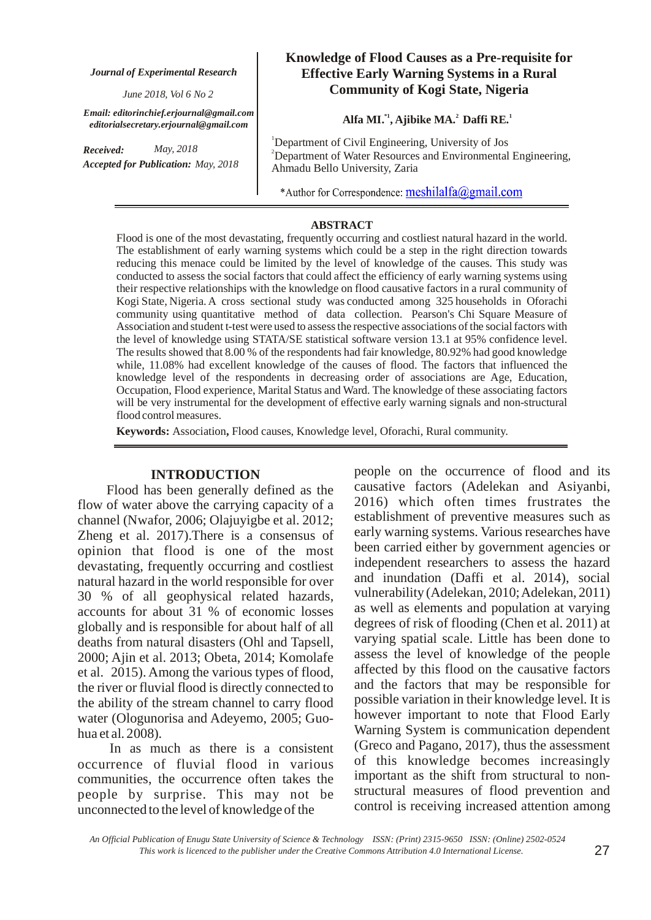*Journal of Experimental Research*

*June 2018, Vol 6 No 2*

*Email: editorinchief.erjournal@gmail.com*
*editorialsecretary.erjournal@gmail.com*

*Received:* *May, 2018*
*Accepted for Publication: May, 2018*

# Knowledge of Flood Causes as a Pre-requisite for Effective Early Warning Systems in a Rural Community of Kogi State, Nigeria

**Alfa MI.[*1], Ajibike MA.[2] Daffi RE.[1]**

[1]Department of Civil Engineering, University of Jos
[2]Department of Water Resources and Environmental Engineering, Ahmadu Bello University, Zaria

*Author for Correspondence: meshilalfa@gmail.com

## ABSTRACT

Flood is one of the most devastating, frequently occurring and costliest natural hazard in the world. The establishment of early warning systems which could be a step in the right direction towards reducing this menace could be limited by the level of knowledge of the causes. This study was conducted to assess the social factors that could affect the efficiency of early warning systems using their respective relationships with the knowledge on flood causative factors in a rural community of Kogi State, Nigeria. A cross sectional study was conducted among 325 households in Oforachi community using quantitative method of data collection. Pearson's Chi Square Measure of Association and student t-test were used to assess the respective associations of the social factors with the level of knowledge using STATA/SE statistical software version 13.1 at 95% confidence level. The results showed that 8.00 % of the respondents had fair knowledge, 80.92% had good knowledge while, 11.08% had excellent knowledge of the causes of flood. The factors that influenced the knowledge level of the respondents in decreasing order of associations are Age, Education, Occupation, Flood experience, Marital Status and Ward. The knowledge of these associating factors will be very instrumental for the development of effective early warning signals and non-structural flood control measures.

**Keywords:** Association**,** Flood causes, Knowledge level, Oforachi, Rural community.

## INTRODUCTION

Flood has been generally defined as the flow of water above the carrying capacity of a channel (Nwafor, 2006; Olajuyigbe et al. 2012; Zheng et al. 2017).There is a consensus of opinion that flood is one of the most devastating, frequently occurring and costliest natural hazard in the world responsible for over 30 % of all geophysical related hazards, accounts for about 31 % of economic losses globally and is responsible for about half of all deaths from natural disasters (Ohl and Tapsell, 2000; Ajin et al. 2013; Obeta, 2014; Komolafe et al. 2015). Among the various types of flood, the river or fluvial flood is directly connected to the ability of the stream channel to carry flood water (Ologunorisa and Adeyemo, 2005; Guo-hua et al. 2008).

In as much as there is a consistent occurrence of fluvial flood in various communities, the occurrence often takes the people by surprise. This may not be unconnected to the level of knowledge of the people on the occurrence of flood and its causative factors (Adelekan and Asiyanbi, 2016) which often times frustrates the establishment of preventive measures such as early warning systems. Various researches have been carried either by government agencies or independent researchers to assess the hazard and inundation (Daffi et al. 2014), social vulnerability (Adelekan, 2010; Adelekan, 2011) as well as elements and population at varying degrees of risk of flooding (Chen et al. 2011) at varying spatial scale. Little has been done to assess the level of knowledge of the people affected by this flood on the causative factors and the factors that may be responsible for possible variation in their knowledge level. It is however important to note that Flood Early Warning System is communication dependent (Greco and Pagano, 2017), thus the assessment of this knowledge becomes increasingly important as the shift from structural to non-structural measures of flood prevention and control is receiving increased attention among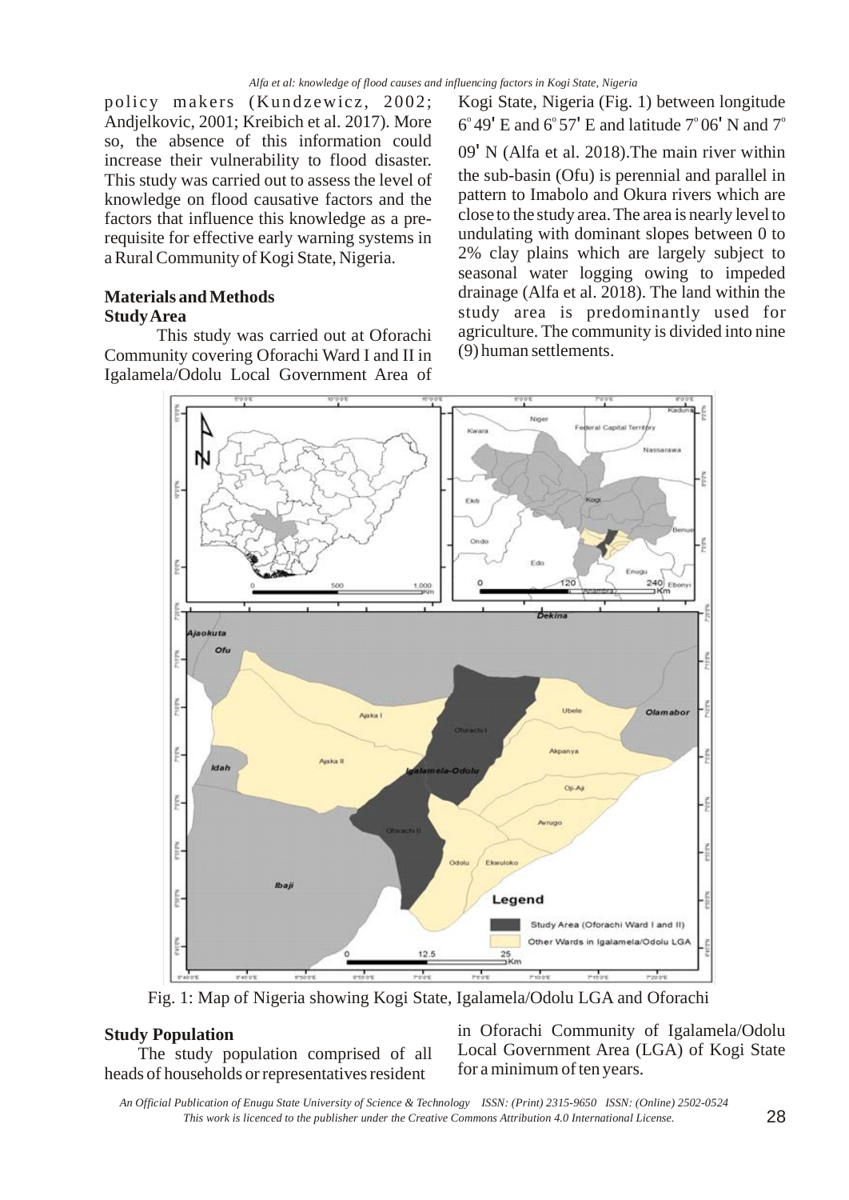policy makers (Kundzewicz, 2002; Andjelkovic, 2001; Kreibich et al. 2017). More so, the absence of this information could increase their vulnerability to flood disaster. This study was carried out to assess the level of knowledge on flood causative factors and the factors that influence this knowledge as a pre-requisite for effective early warning systems in a Rural Community of Kogi State, Nigeria.

## Materials and Methods

### Study Area

This study was carried out at Oforachi Community covering Oforachi Ward I and II in Igalamela/Odolu Local Government Area of Kogi State, Nigeria (Fig. 1) between longitude 6° 49' E and 6° 57' E and latitude 7° 06' N and 7° 09' N (Alfa et al. 2018). The main river within the sub-basin (Ofu) is perennial and parallel in pattern to Imabolo and Okura rivers which are close to the study area. The area is nearly level to undulating with dominant slopes between 0 to 2% clay plains which are largely subject to seasonal water logging owing to impeded drainage (Alfa et al. 2018). The land within the study area is predominantly used for agriculture. The community is divided into nine (9) human settlements.

Fig. 1: Map of Nigeria showing Kogi State, Igalamela/Odolu LGA and Oforachi

### Study Population

The study population comprised of all heads of households or representatives resident in Oforachi Community of Igalamela/Odolu Local Government Area (LGA) of Kogi State for a minimum of ten years.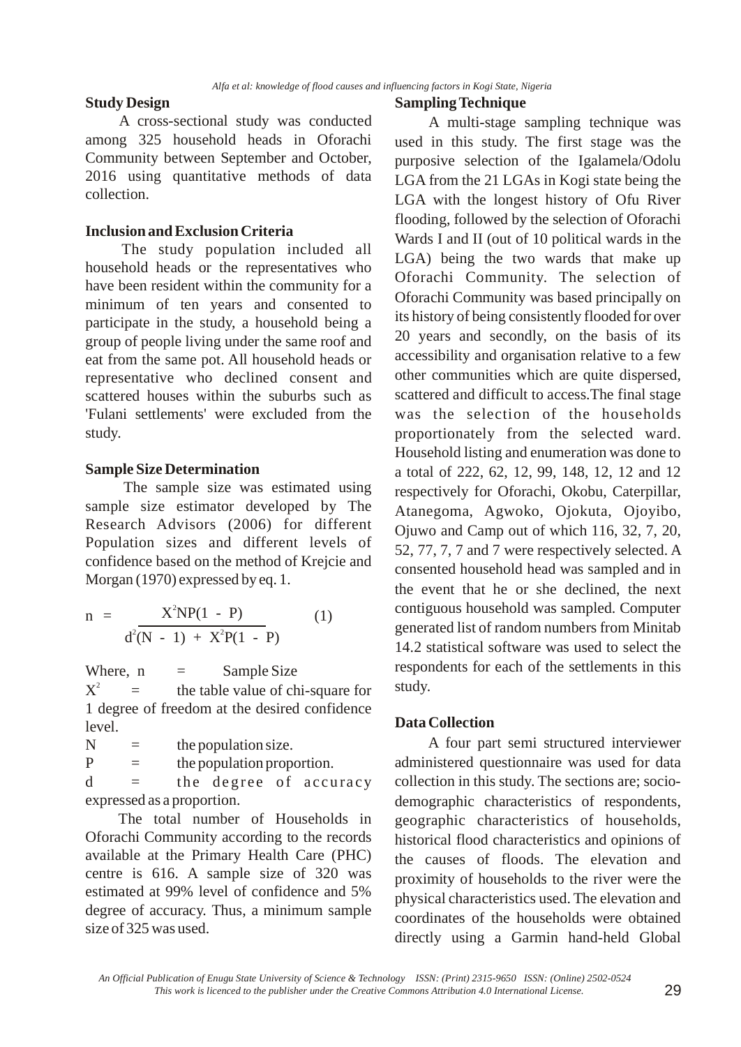## Study Design

A cross-sectional study was conducted among 325 household heads in Oforachi Community between September and October, 2016 using quantitative methods of data collection.

## Inclusion and Exclusion Criteria

The study population included all household heads or the representatives who have been resident within the community for a minimum of ten years and consented to participate in the study, a household being a group of people living under the same roof and eat from the same pot. All household heads or representative who declined consent and scattered houses within the suburbs such as 'Fulani settlements' were excluded from the study.

## Sample Size Determination

The sample size was estimated using sample size estimator developed by The Research Advisors (2006) for different Population sizes and different levels of confidence based on the method of Krejcie and Morgan (1970) expressed by eq. 1.

$$n = \frac{X^2NP(1 - P)}{d^2(N - 1) + X^2P(1 - P)} \qquad (1)$$

Where, $n$ = Sample Size

$X^2$ = the table value of chi-square for 1 degree of freedom at the desired confidence level.

$N$ = the population size.

$P$ = the population proportion.

$d$ = the degree of accuracy expressed as a proportion.

The total number of Households in Oforachi Community according to the records available at the Primary Health Care (PHC) centre is 616. A sample size of 320 was estimated at 99% level of confidence and 5% degree of accuracy. Thus, a minimum sample size of 325 was used.

## Sampling Technique

A multi-stage sampling technique was used in this study. The first stage was the purposive selection of the Igalamela/Odolu LGA from the 21 LGAs in Kogi state being the LGA with the longest history of Ofu River flooding, followed by the selection of Oforachi Wards I and II (out of 10 political wards in the LGA) being the two wards that make up Oforachi Community. The selection of Oforachi Community was based principally on its history of being consistently flooded for over 20 years and secondly, on the basis of its accessibility and organisation relative to a few other communities which are quite dispersed, scattered and difficult to access.The final stage was the selection of the households proportionately from the selected ward. Household listing and enumeration was done to a total of 222, 62, 12, 99, 148, 12, 12 and 12 respectively for Oforachi, Okobu, Caterpillar, Atanegoma, Agwoko, Ojokuta, Ojoyibo, Ojuwo and Camp out of which 116, 32, 7, 20, 52, 77, 7, 7 and 7 were respectively selected. A consented household head was sampled and in the event that he or she declined, the next contiguous household was sampled. Computer generated list of random numbers from Minitab 14.2 statistical software was used to select the respondents for each of the settlements in this study.

## Data Collection

A four part semi structured interviewer administered questionnaire was used for data collection in this study. The sections are; socio-demographic characteristics of respondents, geographic characteristics of households, historical flood characteristics and opinions of the causes of floods. The elevation and proximity of households to the river were the physical characteristics used. The elevation and coordinates of the households were obtained directly using a Garmin hand-held Global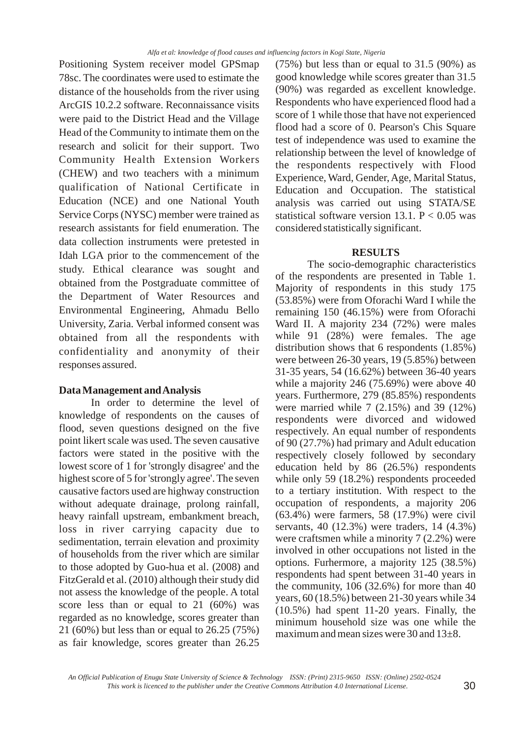Positioning System receiver model GPSmap 78sc. The coordinates were used to estimate the distance of the households from the river using ArcGIS 10.2.2 software. Reconnaissance visits were paid to the District Head and the Village Head of the Community to intimate them on the research and solicit for their support. Two Community Health Extension Workers (CHEW) and two teachers with a minimum qualification of National Certificate in Education (NCE) and one National Youth Service Corps (NYSC) member were trained as research assistants for field enumeration. The data collection instruments were pretested in Idah LGA prior to the commencement of the study. Ethical clearance was sought and obtained from the Postgraduate committee of the Department of Water Resources and Environmental Engineering, Ahmadu Bello University, Zaria. Verbal informed consent was obtained from all the respondents with confidentiality and anonymity of their responses assured.

**Data Management and Analysis**

In order to determine the level of knowledge of respondents on the causes of flood, seven questions designed on the five point likert scale was used. The seven causative factors were stated in the positive with the lowest score of 1 for 'strongly disagree' and the highest score of 5 for 'strongly agree'. The seven causative factors used are highway construction without adequate drainage, prolong rainfall, heavy rainfall upstream, embankment breach, loss in river carrying capacity due to sedimentation, terrain elevation and proximity of households from the river which are similar to those adopted by Guo-hua et al. (2008) and FitzGerald et al. (2010) although their study did not assess the knowledge of the people. A total score less than or equal to 21 (60%) was regarded as no knowledge, scores greater than 21 (60%) but less than or equal to 26.25 (75%) as fair knowledge, scores greater than 26.25 (75%) but less than or equal to 31.5 (90%) as good knowledge while scores greater than 31.5 (90%) was regarded as excellent knowledge. Respondents who have experienced flood had a score of 1 while those that have not experienced flood had a score of 0. Pearson's Chis Square test of independence was used to examine the relationship between the level of knowledge of the respondents respectively with Flood Experience, Ward, Gender, Age, Marital Status, Education and Occupation. The statistical analysis was carried out using STATA/SE statistical software version 13.1. $P < 0.05$ was considered statistically significant.

## RESULTS

The socio-demographic characteristics of the respondents are presented in Table 1. Majority of respondents in this study 175 (53.85%) were from Oforachi Ward I while the remaining 150 (46.15%) were from Oforachi Ward II. A majority 234 (72%) were males while 91 (28%) were females. The age distribution shows that 6 respondents (1.85%) were between 26-30 years, 19 (5.85%) between 31-35 years, 54 (16.62%) between 36-40 years while a majority 246 (75.69%) were above 40 years. Furthermore, 279 (85.85%) respondents were married while 7 (2.15%) and 39 (12%) respondents were divorced and widowed respectively. An equal number of respondents of 90 (27.7%) had primary and Adult education respectively closely followed by secondary education held by 86 (26.5%) respondents while only 59 (18.2%) respondents proceeded to a tertiary institution. With respect to the occupation of respondents, a majority 206 (63.4%) were farmers, 58 (17.9%) were civil servants, 40 (12.3%) were traders, 14 (4.3%) were craftsmen while a minority 7 (2.2%) were involved in other occupations not listed in the options. Furhermore, a majority 125 (38.5%) respondents had spent between 31-40 years in the community, 106 (32.6%) for more than 40 years, 60 (18.5%) between 21-30 years while 34 (10.5%) had spent 11-20 years. Finally, the minimum household size was one while the maximum and mean sizes were 30 and 13±8.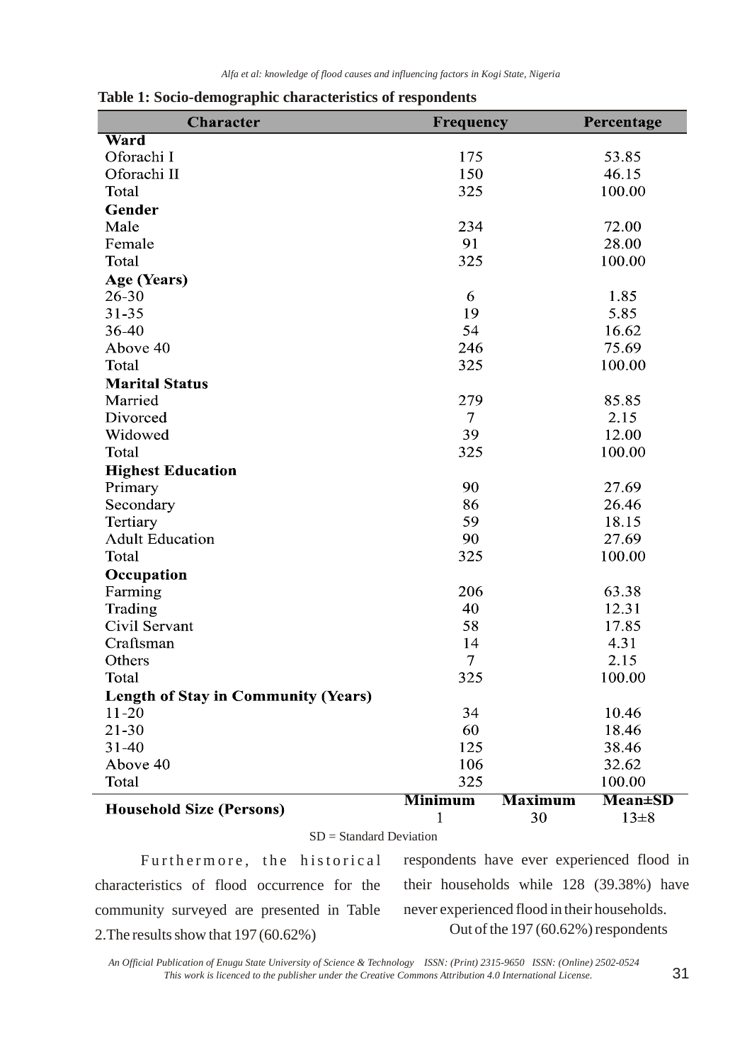**Table 1: Socio-demographic characteristics of respondents**

| Character | Frequency | | Percentage |
|---|---|---|---|
| **Ward** | | | |
| Oforachi I | 175 | | 53.85 |
| Oforachi II | 150 | | 46.15 |
| Total | 325 | | 100.00 |
| **Gender** | | | |
| Male | 234 | | 72.00 |
| Female | 91 | | 28.00 |
| Total | 325 | | 100.00 |
| **Age (Years)** | | | |
| 26-30 | 6 | | 1.85 |
| 31-35 | 19 | | 5.85 |
| 36-40 | 54 | | 16.62 |
| Above 40 | 246 | | 75.69 |
| Total | 325 | | 100.00 |
| **Marital Status** | | | |
| Married | 279 | | 85.85 |
| Divorced | 7 | | 2.15 |
| Widowed | 39 | | 12.00 |
| Total | 325 | | 100.00 |
| **Highest Education** | | | |
| Primary | 90 | | 27.69 |
| Secondary | 86 | | 26.46 |
| Tertiary | 59 | | 18.15 |
| Adult Education | 90 | | 27.69 |
| Total | 325 | | 100.00 |
| **Occupation** | | | |
| Farming | 206 | | 63.38 |
| Trading | 40 | | 12.31 |
| Civil Servant | 58 | | 17.85 |
| Craftsman | 14 | | 4.31 |
| Others | 7 | | 2.15 |
| Total | 325 | | 100.00 |
| **Length of Stay in Community (Years)** | | | |
| 11-20 | 34 | | 10.46 |
| 21-30 | 60 | | 18.46 |
| 31-40 | 125 | | 38.46 |
| Above 40 | 106 | | 32.62 |
| Total | 325 | | 100.00 |
| | **Minimum** | **Maximum** | **Mean±SD** |
| **Household Size (Persons)** | 1 | 30 | 13±8 |

SD = Standard Deviation

Furthermore, the historical characteristics of flood occurrence for the community surveyed are presented in Table 2.The results show that 197 (60.62%) respondents have ever experienced flood in their households while 128 (39.38%) have never experienced flood in their households.

Out of the 197 (60.62%) respondents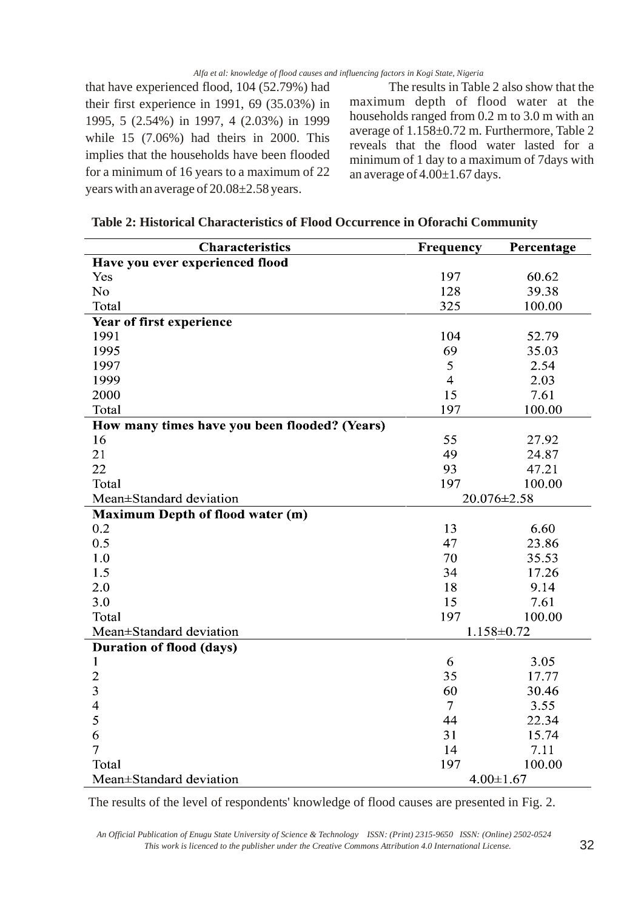that have experienced flood, 104 (52.79%) had their first experience in 1991, 69 (35.03%) in 1995, 5 (2.54%) in 1997, 4 (2.03%) in 1999 while 15 (7.06%) had theirs in 2000. This implies that the households have been flooded for a minimum of 16 years to a maximum of 22 years with an average of 20.08±2.58 years.

The results in Table 2 also show that the maximum depth of flood water at the households ranged from 0.2 m to 3.0 m with an average of 1.158±0.72 m. Furthermore, Table 2 reveals that the flood water lasted for a minimum of 1 day to a maximum of 7days with an average of 4.00±1.67 days.

**Table 2: Historical Characteristics of Flood Occurrence in Oforachi Community**

| Characteristics | Frequency | Percentage |
|---|---|---|
| **Have you ever experienced flood** | | |
| Yes | 197 | 60.62 |
| No | 128 | 39.38 |
| Total | 325 | 100.00 |
| **Year of first experience** | | |
| 1991 | 104 | 52.79 |
| 1995 | 69 | 35.03 |
| 1997 | 5 | 2.54 |
| 1999 | 4 | 2.03 |
| 2000 | 15 | 7.61 |
| Total | 197 | 100.00 |
| **How many times have you been flooded? (Years)** | | |
| 16 | 55 | 27.92 |
| 21 | 49 | 24.87 |
| 22 | 93 | 47.21 |
| Total | 197 | 100.00 |
| Mean±Standard deviation | 20.076±2.58 | |
| **Maximum Depth of flood water (m)** | | |
| 0.2 | 13 | 6.60 |
| 0.5 | 47 | 23.86 |
| 1.0 | 70 | 35.53 |
| 1.5 | 34 | 17.26 |
| 2.0 | 18 | 9.14 |
| 3.0 | 15 | 7.61 |
| Total | 197 | 100.00 |
| Mean±Standard deviation | 1.158±0.72 | |
| **Duration of flood (days)** | | |
| 1 | 6 | 3.05 |
| 2 | 35 | 17.77 |
| 3 | 60 | 30.46 |
| 4 | 7 | 3.55 |
| 5 | 44 | 22.34 |
| 6 | 31 | 15.74 |
| 7 | 14 | 7.11 |
| Total | 197 | 100.00 |
| Mean±Standard deviation | 4.00±1.67 | |

The results of the level of respondents' knowledge of flood causes are presented in Fig. 2.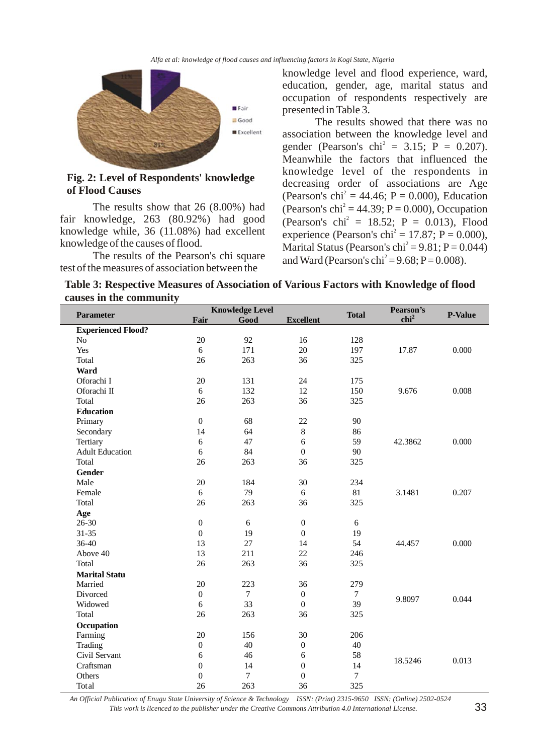**Fig. 2: Level of Respondents' knowledge of Flood Causes**

The results show that 26 (8.00%) had fair knowledge, 263 (80.92%) had good knowledge while, 36 (11.08%) had excellent knowledge of the causes of flood.

The results of the Pearson's chi square test of the measures of association between the knowledge level and flood experience, ward, education, gender, age, marital status and occupation of respondents respectively are presented in Table 3.

The results showed that there was no association between the knowledge level and gender (Pearson's $chi^2$ = 3.15; P = 0.207). Meanwhile the factors that influenced the knowledge level of the respondents in decreasing order of associations are Age (Pearson's $chi^2$ = 44.46; P = 0.000), Education (Pearson's $chi^2$ = 44.39; P = 0.000), Occupation (Pearson's $chi^2$ = 18.52; P = 0.013), Flood experience (Pearson's $chi^2$ = 17.87; P = 0.000), Marital Status (Pearson's $chi^2$ = 9.81; P = 0.044) and Ward (Pearson's $chi^2$ = 9.68; P = 0.008).

**Table 3: Respective Measures of Association of Various Factors with Knowledge of flood causes in the community**

| Parameter | Knowledge Level | | | Total | Pearson's $chi^2$ | P-Value |
|---|---|---|---|---|---|---|
| | Fair | Good | Excellent | | | |
| **Experienced Flood?** | | | | | | |
| No | 20 | 92 | 16 | 128 | | |
| Yes | 6 | 171 | 20 | 197 | 17.87 | 0.000 |
| Total | 26 | 263 | 36 | 325 | | |
| **Ward** | | | | | | |
| Oforachi I | 20 | 131 | 24 | 175 | | |
| Oforachi II | 6 | 132 | 12 | 150 | 9.676 | 0.008 |
| Total | 26 | 263 | 36 | 325 | | |
| **Education** | | | | | | |
| Primary | 0 | 68 | 22 | 90 | | |
| Secondary | 14 | 64 | 8 | 86 | | |
| Tertiary | 6 | 47 | 6 | 59 | 42.3862 | 0.000 |
| Adult Education | 6 | 84 | 0 | 90 | | |
| Total | 26 | 263 | 36 | 325 | | |
| **Gender** | | | | | | |
| Male | 20 | 184 | 30 | 234 | | |
| Female | 6 | 79 | 6 | 81 | 3.1481 | 0.207 |
| Total | 26 | 263 | 36 | 325 | | |
| **Age** | | | | | | |
| 26-30 | 0 | 6 | 0 | 6 | | |
| 31-35 | 0 | 19 | 0 | 19 | | |
| 36-40 | 13 | 27 | 14 | 54 | 44.457 | 0.000 |
| Above 40 | 13 | 211 | 22 | 246 | | |
| Total | 26 | 263 | 36 | 325 | | |
| **Marital Statu** | | | | | | |
| Married | 20 | 223 | 36 | 279 | | |
| Divorced | 0 | 7 | 0 | 7 | 9.8097 | 0.044 |
| Widowed | 6 | 33 | 0 | 39 | | |
| Total | 26 | 263 | 36 | 325 | | |
| **Occupation** | | | | | | |
| Farming | 20 | 156 | 30 | 206 | | |
| Trading | 0 | 40 | 0 | 40 | | |
| Civil Servant | 6 | 46 | 6 | 58 | 18.5246 | 0.013 |
| Craftsman | 0 | 14 | 0 | 14 | | |
| Others | 0 | 7 | 0 | 7 | | |
| Total | 26 | 263 | 36 | 325 | | |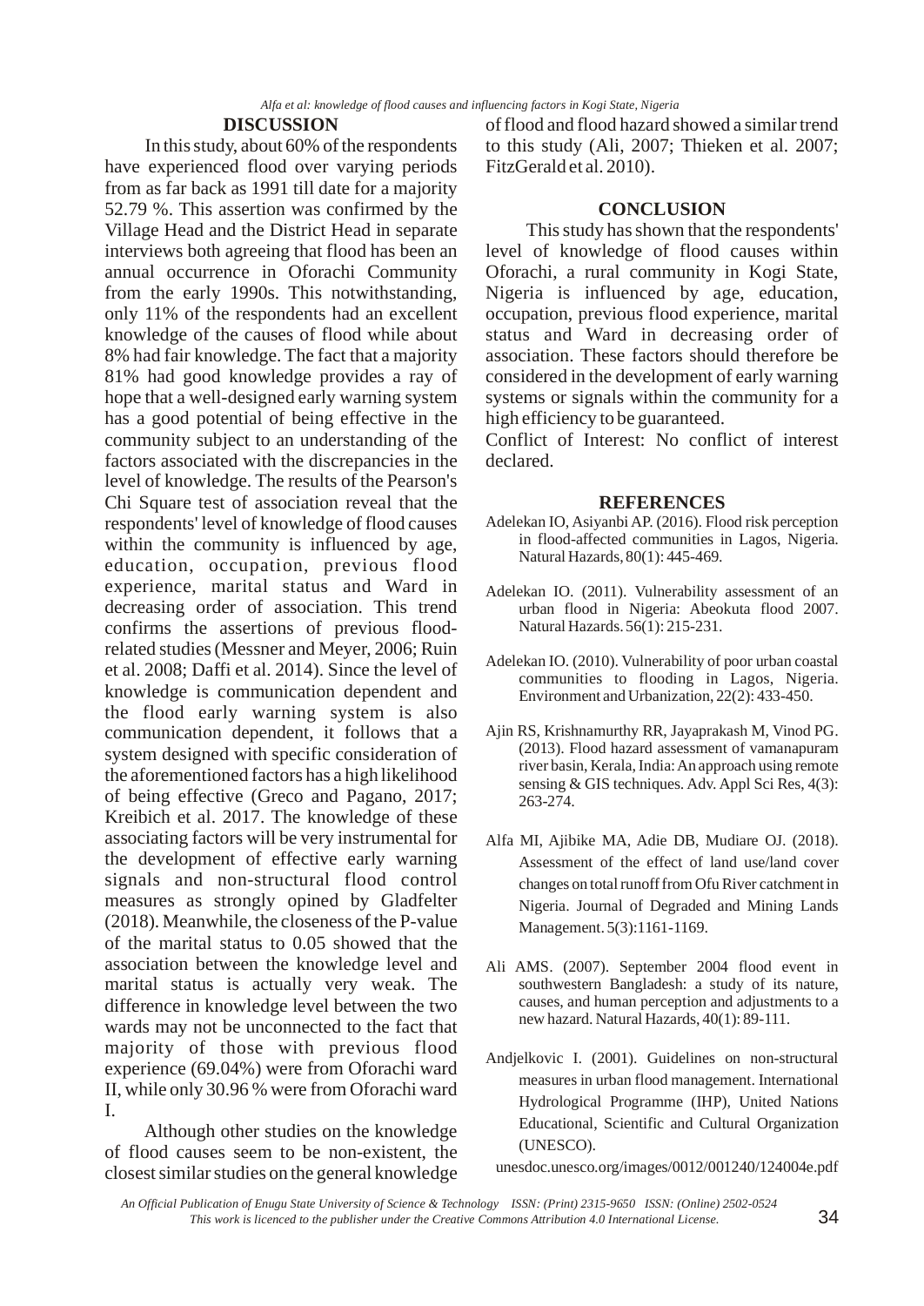## DISCUSSION

In this study, about 60% of the respondents have experienced flood over varying periods from as far back as 1991 till date for a majority 52.79 %. This assertion was confirmed by the Village Head and the District Head in separate interviews both agreeing that flood has been an annual occurrence in Oforachi Community from the early 1990s. This notwithstanding, only 11% of the respondents had an excellent knowledge of the causes of flood while about 8% had fair knowledge. The fact that a majority 81% had good knowledge provides a ray of hope that a well-designed early warning system has a good potential of being effective in the community subject to an understanding of the factors associated with the discrepancies in the level of knowledge. The results of the Pearson's Chi Square test of association reveal that the respondents' level of knowledge of flood causes within the community is influenced by age, education, occupation, previous flood experience, marital status and Ward in decreasing order of association. This trend confirms the assertions of previous flood-related studies (Messner and Meyer, 2006; Ruin et al. 2008; Daffi et al. 2014). Since the level of knowledge is communication dependent and the flood early warning system is also communication dependent, it follows that a system designed with specific consideration of the aforementioned factors has a high likelihood of being effective (Greco and Pagano, 2017; Kreibich et al. 2017. The knowledge of these associating factors will be very instrumental for the development of effective early warning signals and non-structural flood control measures as strongly opined by Gladfelter (2018). Meanwhile, the closeness of the P-value of the marital status to 0.05 showed that the association between the knowledge level and marital status is actually very weak. The difference in knowledge level between the two wards may not be unconnected to the fact that majority of those with previous flood experience (69.04%) were from Oforachi ward II, while only 30.96 % were from Oforachi ward I.

Although other studies on the knowledge of flood causes seem to be non-existent, the closest similar studies on the general knowledge of flood and flood hazard showed a similar trend to this study (Ali, 2007; Thieken et al. 2007; FitzGerald et al. 2010).

## CONCLUSION

This study has shown that the respondents' level of knowledge of flood causes within Oforachi, a rural community in Kogi State, Nigeria is influenced by age, education, occupation, previous flood experience, marital status and Ward in decreasing order of association. These factors should therefore be considered in the development of early warning systems or signals within the community for a high efficiency to be guaranteed.

Conflict of Interest: No conflict of interest declared.

## REFERENCES

Adelekan IO, Asiyanbi AP. (2016). Flood risk perception in flood-affected communities in Lagos, Nigeria. Natural Hazards, 80(1): 445-469.

Adelekan IO. (2011). Vulnerability assessment of an urban flood in Nigeria: Abeokuta flood 2007. Natural Hazards. 56(1): 215-231.

Adelekan IO. (2010). Vulnerability of poor urban coastal communities to flooding in Lagos, Nigeria. Environment and Urbanization, 22(2): 433-450.

Ajin RS, Krishnamurthy RR, Jayaprakash M, Vinod PG. (2013). Flood hazard assessment of vamanapuram river basin, Kerala, India: An approach using remote sensing & GIS techniques. Adv. Appl Sci Res, 4(3): 263-274.

Alfa MI, Ajibike MA, Adie DB, Mudiare OJ. (2018). Assessment of the effect of land use/land cover changes on total runoff from Ofu River catchment in Nigeria. Journal of Degraded and Mining Lands Management. 5(3):1161-1169.

Ali AMS. (2007). September 2004 flood event in southwestern Bangladesh: a study of its nature, causes, and human perception and adjustments to a new hazard. Natural Hazards, 40(1): 89-111.

Andjelkovic I. (2001). Guidelines on non-structural measures in urban flood management. International Hydrological Programme (IHP), United Nations Educational, Scientific and Cultural Organization (UNESCO). unesdoc.unesco.org/images/0012/001240/124004e.pdf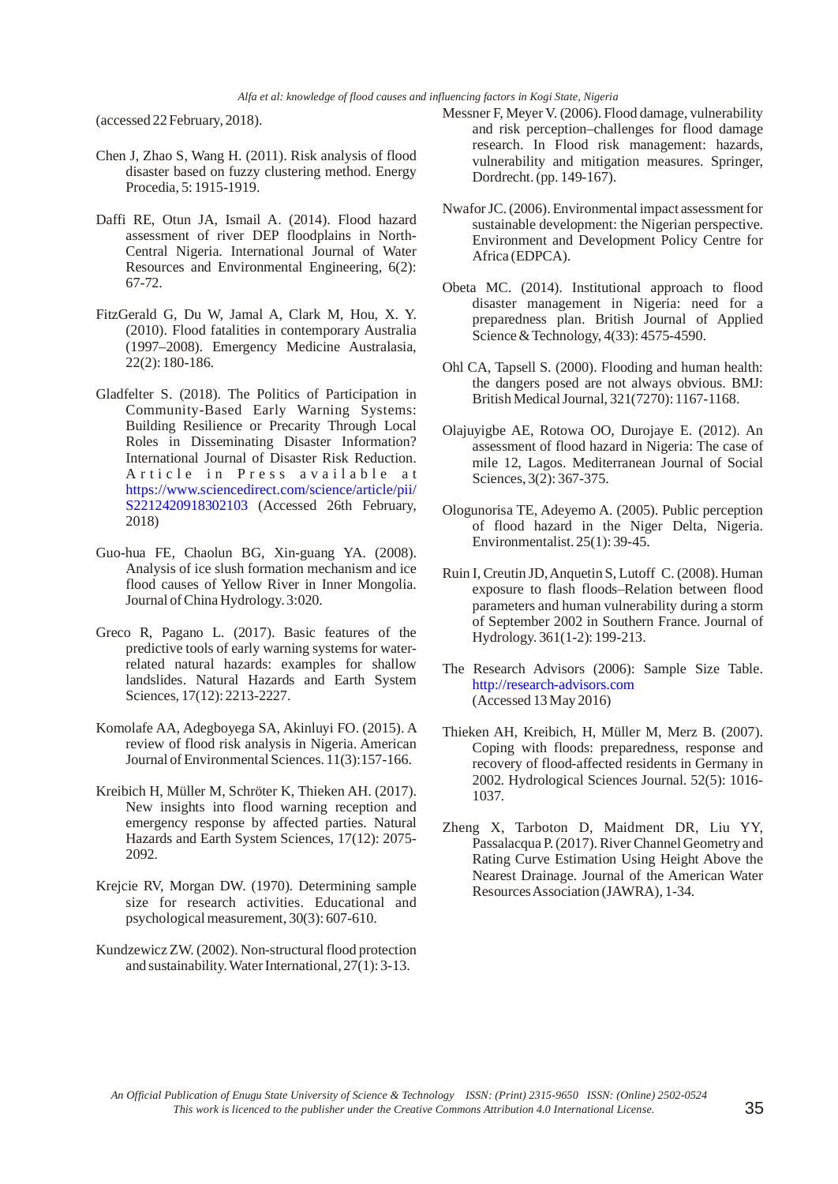(accessed 22 February, 2018).

Chen J, Zhao S, Wang H. (2011). Risk analysis of flood disaster based on fuzzy clustering method. Energy Procedia, 5: 1915-1919.

Daffi RE, Otun JA, Ismail A. (2014). Flood hazard assessment of river DEP floodplains in North-Central Nigeria. International Journal of Water Resources and Environmental Engineering, 6(2): 67-72.

FitzGerald G, Du W, Jamal A, Clark M, Hou, X. Y. (2010). Flood fatalities in contemporary Australia (1997–2008). Emergency Medicine Australasia, 22(2): 180-186.

Gladfelter S. (2018). The Politics of Participation in Community-Based Early Warning Systems: Building Resilience or Precarity Through Local Roles in Disseminating Disaster Information? International Journal of Disaster Risk Reduction. Article in Press available at https://www.sciencedirect.com/science/article/pii/S2212420918302103 (Accessed 26th February, 2018)

Guo-hua FE, Chaolun BG, Xin-guang YA. (2008). Analysis of ice slush formation mechanism and ice flood causes of Yellow River in Inner Mongolia. Journal of China Hydrology. 3:020.

Greco R, Pagano L. (2017). Basic features of the predictive tools of early warning systems for water-related natural hazards: examples for shallow landslides. Natural Hazards and Earth System Sciences, 17(12): 2213-2227.

Komolafe AA, Adegboyega SA, Akinluyi FO. (2015). A review of flood risk analysis in Nigeria. American Journal of Environmental Sciences. 11(3):157-166.

Kreibich H, Müller M, Schröter K, Thieken AH. (2017). New insights into flood warning reception and emergency response by affected parties. Natural Hazards and Earth System Sciences, 17(12): 2075-2092.

Krejcie RV, Morgan DW. (1970). Determining sample size for research activities. Educational and psychological measurement, 30(3): 607-610.

Kundzewicz ZW. (2002). Non-structural flood protection and sustainability. Water International, 27(1): 3-13.

Messner F, Meyer V. (2006). Flood damage, vulnerability and risk perception–challenges for flood damage research. In Flood risk management: hazards, vulnerability and mitigation measures. Springer, Dordrecht. (pp. 149-167).

Nwafor JC. (2006). Environmental impact assessment for sustainable development: the Nigerian perspective. Environment and Development Policy Centre for Africa (EDPCA).

Obeta MC. (2014). Institutional approach to flood disaster management in Nigeria: need for a preparedness plan. British Journal of Applied Science & Technology, 4(33): 4575-4590.

Ohl CA, Tapsell S. (2000). Flooding and human health: the dangers posed are not always obvious. BMJ: British Medical Journal, 321(7270): 1167-1168.

Olajuyigbe AE, Rotowa OO, Durojaye E. (2012). An assessment of flood hazard in Nigeria: The case of mile 12, Lagos. Mediterranean Journal of Social Sciences, 3(2): 367-375.

Ologunorisa TE, Adeyemo A. (2005). Public perception of flood hazard in the Niger Delta, Nigeria. Environmentalist. 25(1): 39-45.

Ruin I, Creutin JD, Anquetin S, Lutoff C. (2008). Human exposure to flash floods–Relation between flood parameters and human vulnerability during a storm of September 2002 in Southern France. Journal of Hydrology. 361(1-2): 199-213.

The Research Advisors (2006): Sample Size Table. http://research-advisors.com (Accessed 13 May 2016)

Thieken AH, Kreibich, H, Müller M, Merz B. (2007). Coping with floods: preparedness, response and recovery of flood-affected residents in Germany in 2002. Hydrological Sciences Journal. 52(5): 1016-1037.

Zheng X, Tarboton D, Maidment DR, Liu YY, Passalacqua P. (2017). River Channel Geometry and Rating Curve Estimation Using Height Above the Nearest Drainage. Journal of the American Water Resources Association (JAWRA), 1-34.